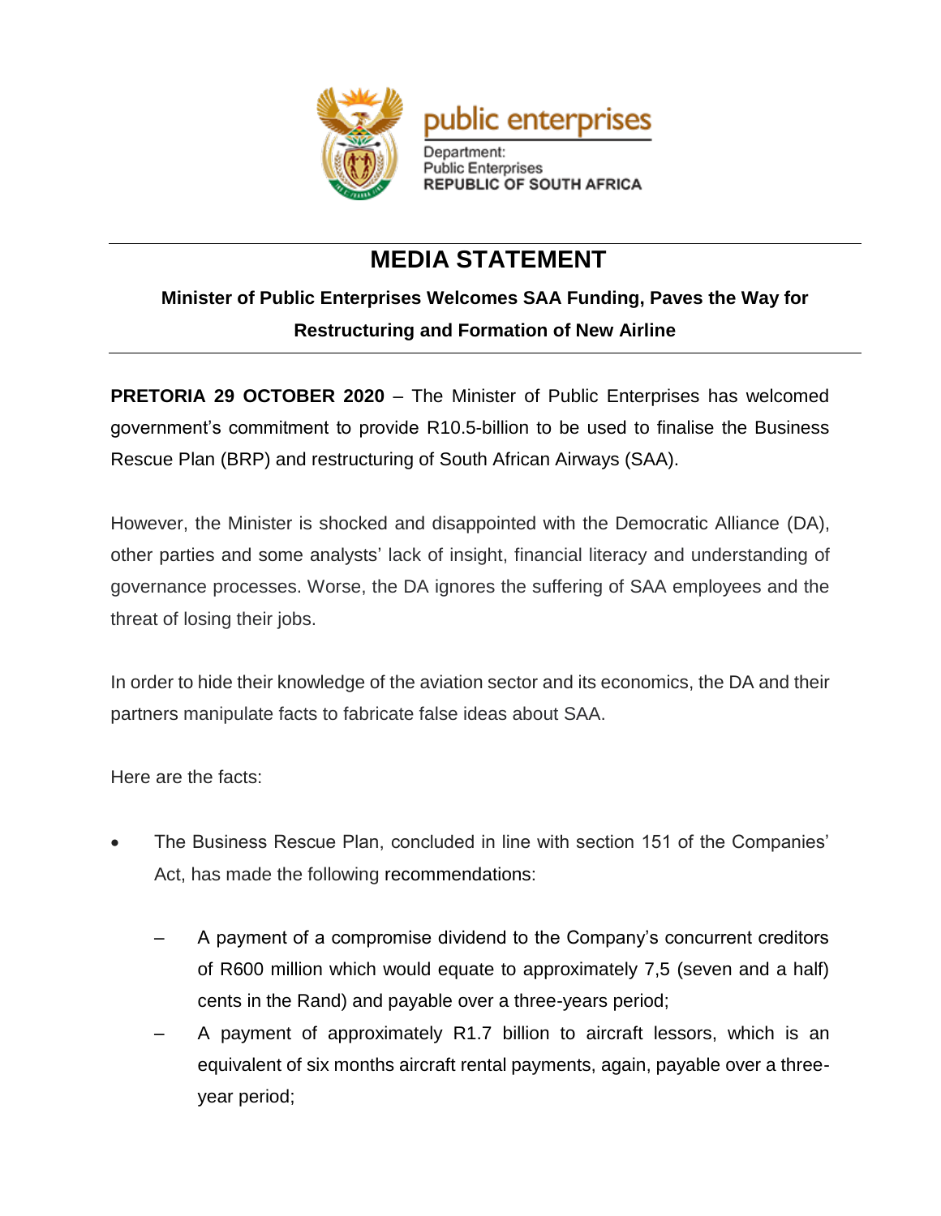public enterprises

Department:
Public Enterprises
REPUBLIC OF SOUTH AFRICA

# MEDIA STATEMENT

**Minister of Public Enterprises Welcomes SAA Funding, Paves the Way for Restructuring and Formation of New Airline**

**PRETORIA 29 OCTOBER 2020** – The Minister of Public Enterprises has welcomed government's commitment to provide R10.5-billion to be used to finalise the Business Rescue Plan (BRP) and restructuring of South African Airways (SAA).

However, the Minister is shocked and disappointed with the Democratic Alliance (DA), other parties and some analysts' lack of insight, financial literacy and understanding of governance processes. Worse, the DA ignores the suffering of SAA employees and the threat of losing their jobs.

In order to hide their knowledge of the aviation sector and its economics, the DA and their partners manipulate facts to fabricate false ideas about SAA.

Here are the facts:

- The Business Rescue Plan, concluded in line with section 151 of the Companies' Act, has made the following recommendations:
  - A payment of a compromise dividend to the Company's concurrent creditors of R600 million which would equate to approximately 7,5 (seven and a half) cents in the Rand) and payable over a three-years period;
  - A payment of approximately R1.7 billion to aircraft lessors, which is an equivalent of six months aircraft rental payments, again, payable over a three-year period;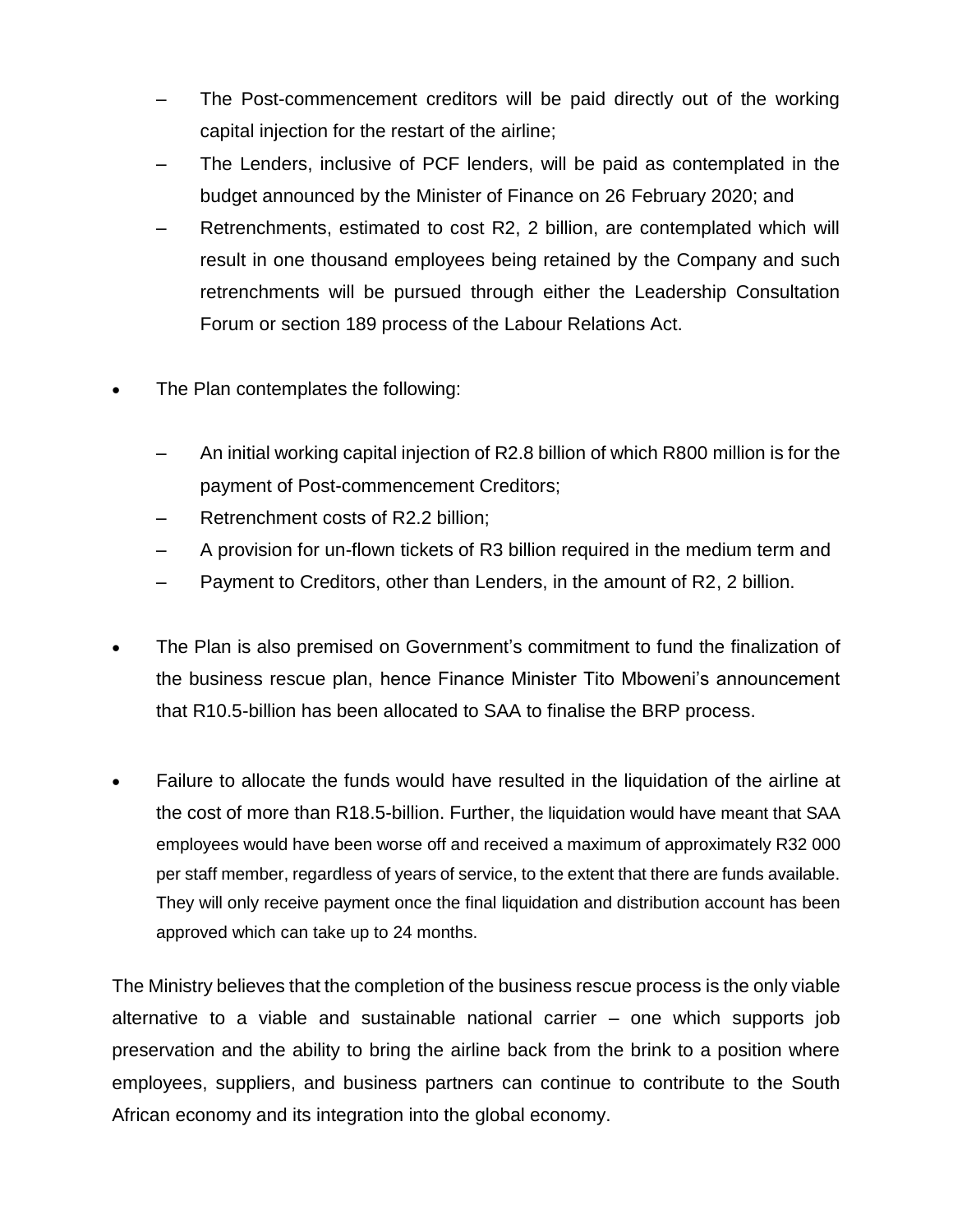- The Post-commencement creditors will be paid directly out of the working capital injection for the restart of the airline;
  - The Lenders, inclusive of PCF lenders, will be paid as contemplated in the budget announced by the Minister of Finance on 26 February 2020; and
  - Retrenchments, estimated to cost R2, 2 billion, are contemplated which will result in one thousand employees being retained by the Company and such retrenchments will be pursued through either the Leadership Consultation Forum or section 189 process of the Labour Relations Act.

- The Plan contemplates the following:

  - An initial working capital injection of R2.8 billion of which R800 million is for the payment of Post-commencement Creditors;
  - Retrenchment costs of R2.2 billion;
  - A provision for un-flown tickets of R3 billion required in the medium term and
  - Payment to Creditors, other than Lenders, in the amount of R2, 2 billion.

- The Plan is also premised on Government's commitment to fund the finalization of the business rescue plan, hence Finance Minister Tito Mboweni's announcement that R10.5-billion has been allocated to SAA to finalise the BRP process.

- Failure to allocate the funds would have resulted in the liquidation of the airline at the cost of more than R18.5-billion. Further, the liquidation would have meant that SAA employees would have been worse off and received a maximum of approximately R32 000 per staff member, regardless of years of service, to the extent that there are funds available. They will only receive payment once the final liquidation and distribution account has been approved which can take up to 24 months.

The Ministry believes that the completion of the business rescue process is the only viable alternative to a viable and sustainable national carrier – one which supports job preservation and the ability to bring the airline back from the brink to a position where employees, suppliers, and business partners can continue to contribute to the South African economy and its integration into the global economy.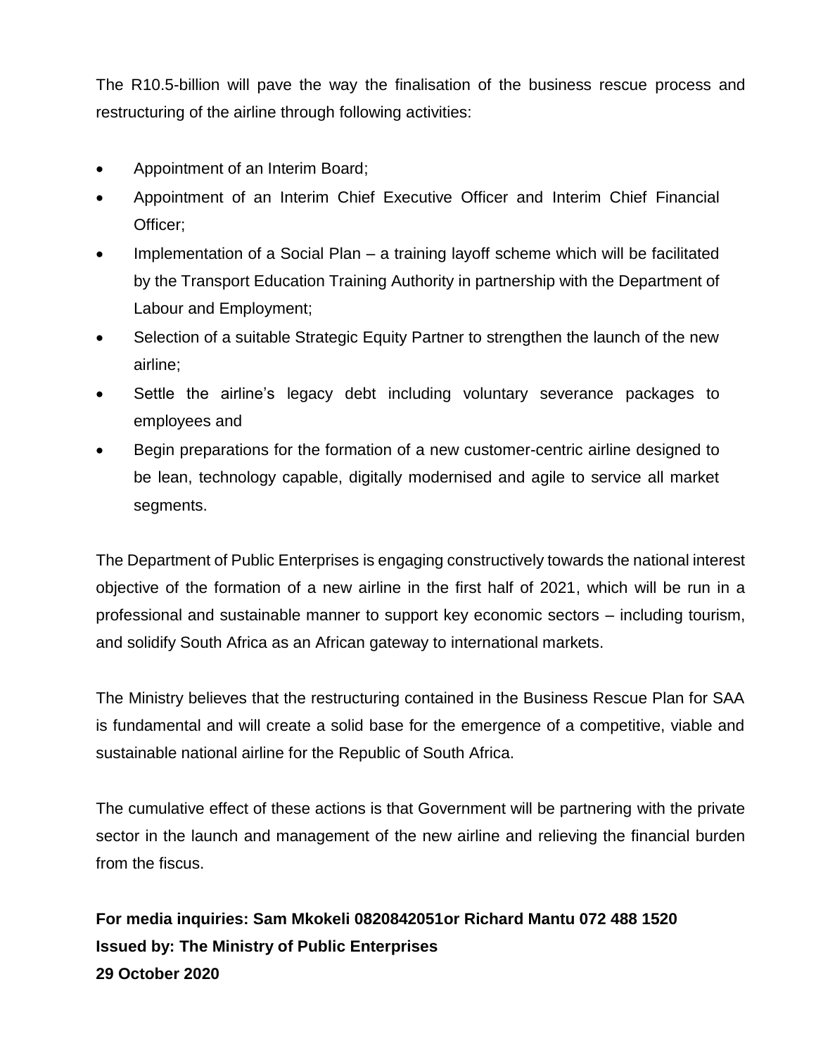The R10.5-billion will pave the way the finalisation of the business rescue process and restructuring of the airline through following activities:

- Appointment of an Interim Board;
- Appointment of an Interim Chief Executive Officer and Interim Chief Financial Officer;
- Implementation of a Social Plan – a training layoff scheme which will be facilitated by the Transport Education Training Authority in partnership with the Department of Labour and Employment;
- Selection of a suitable Strategic Equity Partner to strengthen the launch of the new airline;
- Settle the airline's legacy debt including voluntary severance packages to employees and
- Begin preparations for the formation of a new customer-centric airline designed to be lean, technology capable, digitally modernised and agile to service all market segments.

The Department of Public Enterprises is engaging constructively towards the national interest objective of the formation of a new airline in the first half of 2021, which will be run in a professional and sustainable manner to support key economic sectors – including tourism, and solidify South Africa as an African gateway to international markets.

The Ministry believes that the restructuring contained in the Business Rescue Plan for SAA is fundamental and will create a solid base for the emergence of a competitive, viable and sustainable national airline for the Republic of South Africa.

The cumulative effect of these actions is that Government will be partnering with the private sector in the launch and management of the new airline and relieving the financial burden from the fiscus.

**For media inquiries: Sam Mkokeli 0820842051or Richard Mantu 072 488 1520**
**Issued by: The Ministry of Public Enterprises**
**29 October 2020**